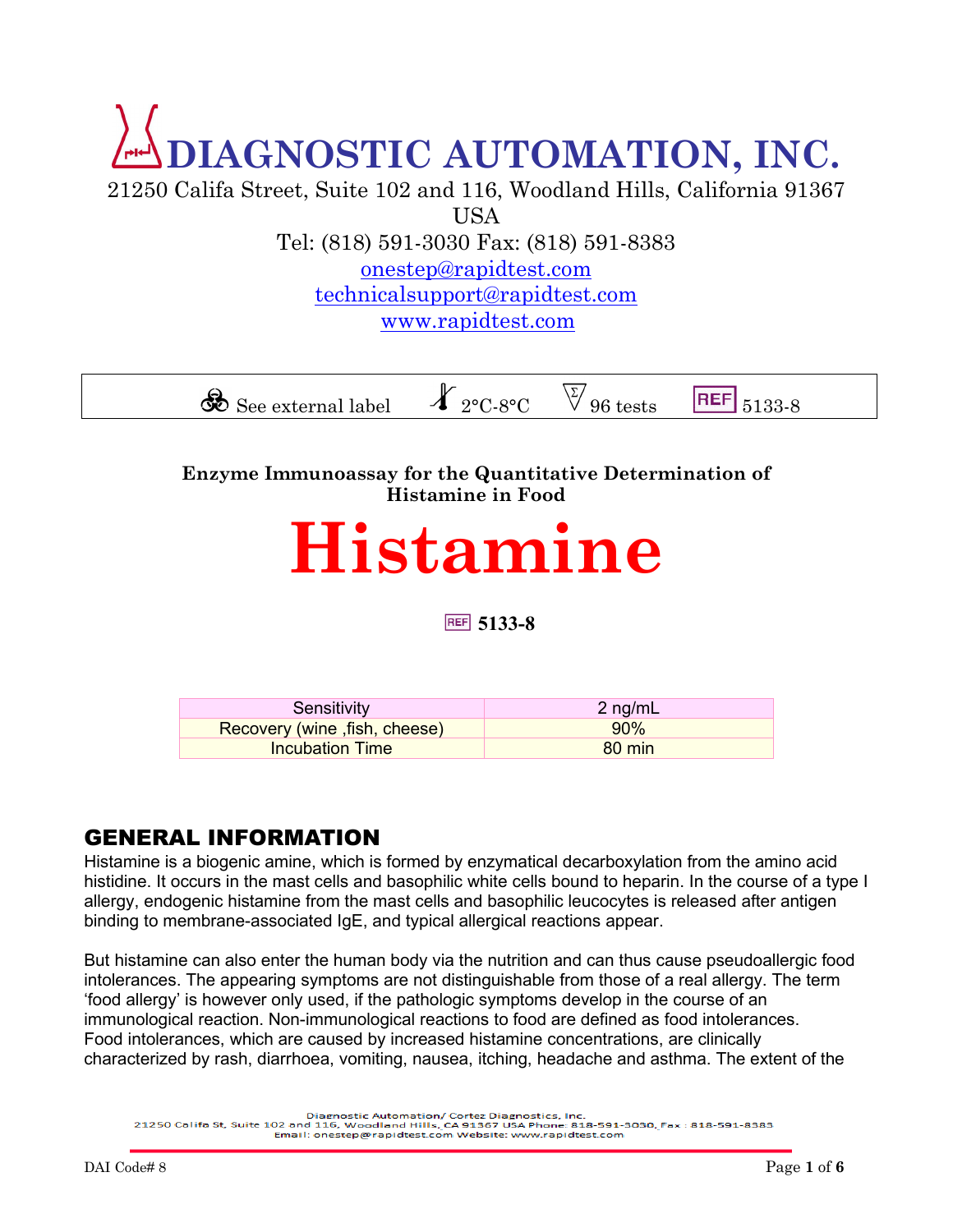# DIAGNOSTIC AUTOMATION, INC.

21250 Califa Street, Suite 102 and 116, Woodland Hills, California 91367 USA

Tel: (818) 591-3030 Fax: (818) 591-8383

onestep@rapidtest.com

technicalsupport@rapidtest.com

www.rapidtest.com

| See external label | 2°C-8°C | 96 tests | REF 5133-8 |
|---|---|---|---|

**Enzyme Immunoassay for the Quantitative Determination of Histamine in Food**

# Histamine

**REF 5133-8**

| Sensitivity | 2 ng/mL |
|---|---|
| Recovery (wine ,fish, cheese) | 90% |
| Incubation Time | 80 min |

## GENERAL INFORMATION

Histamine is a biogenic amine, which is formed by enzymatical decarboxylation from the amino acid histidine. It occurs in the mast cells and basophilic white cells bound to heparin. In the course of a type I allergy, endogenic histamine from the mast cells and basophilic leucocytes is released after antigen binding to membrane-associated IgE, and typical allergical reactions appear.

But histamine can also enter the human body via the nutrition and can thus cause pseudoallergic food intolerances. The appearing symptoms are not distinguishable from those of a real allergy. The term 'food allergy' is however only used, if the pathologic symptoms develop in the course of an immunological reaction. Non-immunological reactions to food are defined as food intolerances. Food intolerances, which are caused by increased histamine concentrations, are clinically characterized by rash, diarrhoea, vomiting, nausea, itching, headache and asthma. The extent of the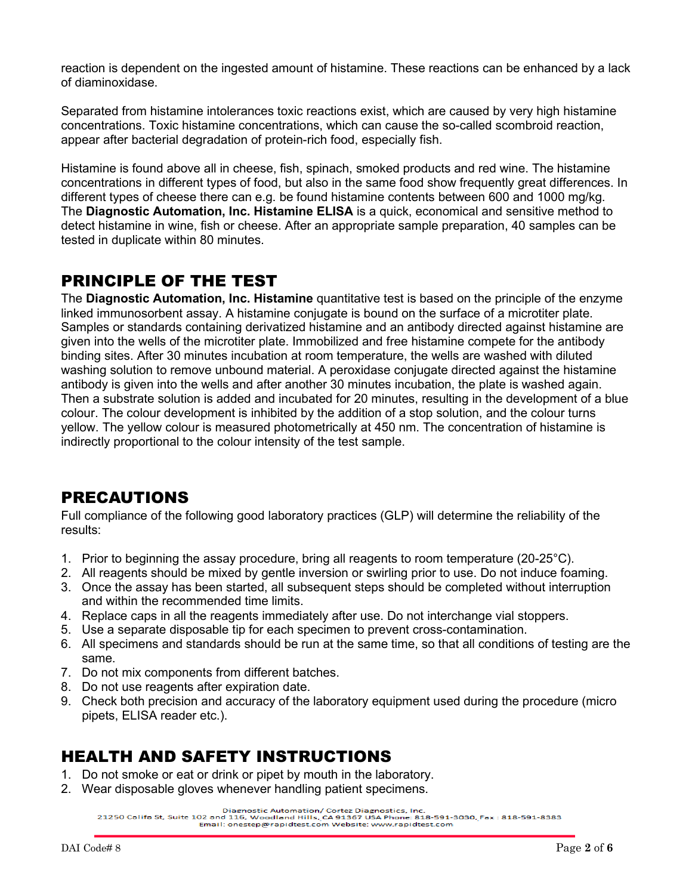reaction is dependent on the ingested amount of histamine. These reactions can be enhanced by a lack of diaminoxidase.

Separated from histamine intolerances toxic reactions exist, which are caused by very high histamine concentrations. Toxic histamine concentrations, which can cause the so-called scombroid reaction, appear after bacterial degradation of protein-rich food, especially fish.

Histamine is found above all in cheese, fish, spinach, smoked products and red wine. The histamine concentrations in different types of food, but also in the same food show frequently great differences. In different types of cheese there can e.g. be found histamine contents between 600 and 1000 mg/kg. The **Diagnostic Automation, Inc. Histamine ELISA** is a quick, economical and sensitive method to detect histamine in wine, fish or cheese. After an appropriate sample preparation, 40 samples can be tested in duplicate within 80 minutes.

## PRINCIPLE OF THE TEST

The **Diagnostic Automation, Inc. Histamine** quantitative test is based on the principle of the enzyme linked immunosorbent assay. A histamine conjugate is bound on the surface of a microtiter plate. Samples or standards containing derivatized histamine and an antibody directed against histamine are given into the wells of the microtiter plate. Immobilized and free histamine compete for the antibody binding sites. After 30 minutes incubation at room temperature, the wells are washed with diluted washing solution to remove unbound material. A peroxidase conjugate directed against the histamine antibody is given into the wells and after another 30 minutes incubation, the plate is washed again. Then a substrate solution is added and incubated for 20 minutes, resulting in the development of a blue colour. The colour development is inhibited by the addition of a stop solution, and the colour turns yellow. The yellow colour is measured photometrically at 450 nm. The concentration of histamine is indirectly proportional to the colour intensity of the test sample.

## PRECAUTIONS

Full compliance of the following good laboratory practices (GLP) will determine the reliability of the results:

1. Prior to beginning the assay procedure, bring all reagents to room temperature (20-25°C).
2. All reagents should be mixed by gentle inversion or swirling prior to use. Do not induce foaming.
3. Once the assay has been started, all subsequent steps should be completed without interruption and within the recommended time limits.
4. Replace caps in all the reagents immediately after use. Do not interchange vial stoppers.
5. Use a separate disposable tip for each specimen to prevent cross-contamination.
6. All specimens and standards should be run at the same time, so that all conditions of testing are the same.
7. Do not mix components from different batches.
8. Do not use reagents after expiration date.
9. Check both precision and accuracy of the laboratory equipment used during the procedure (micro pipets, ELISA reader etc.).

## HEALTH AND SAFETY INSTRUCTIONS

1. Do not smoke or eat or drink or pipet by mouth in the laboratory.
2. Wear disposable gloves whenever handling patient specimens.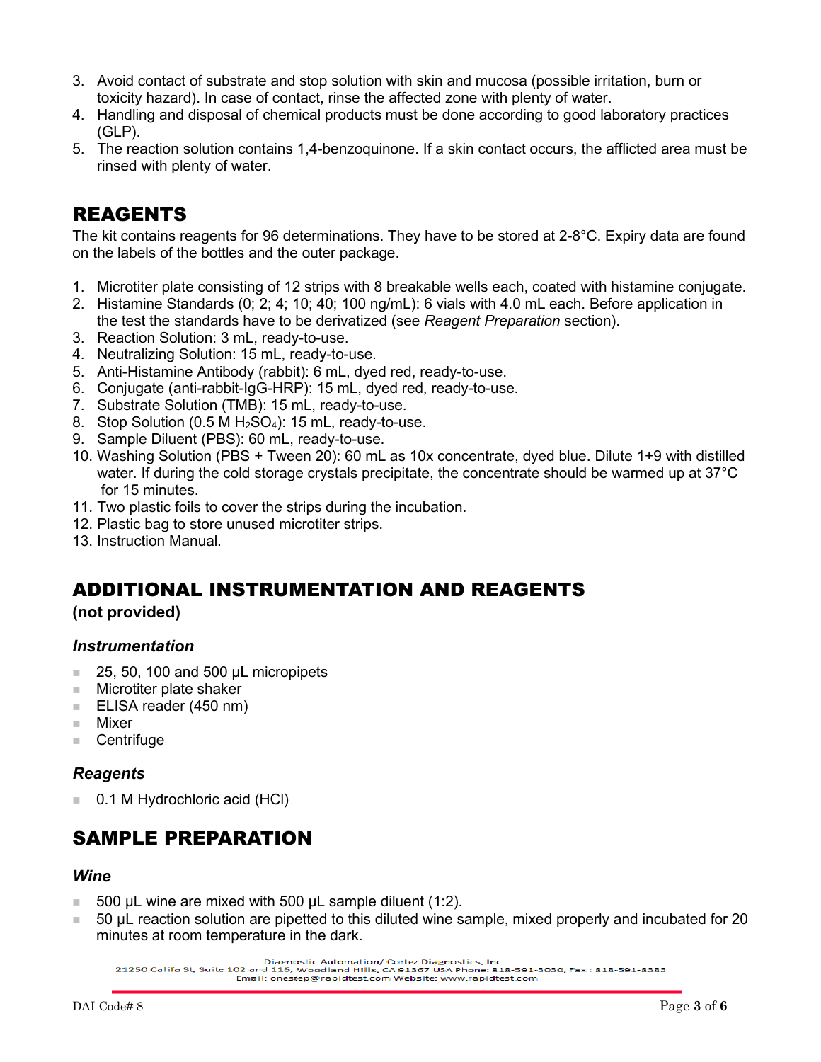3. Avoid contact of substrate and stop solution with skin and mucosa (possible irritation, burn or toxicity hazard). In case of contact, rinse the affected zone with plenty of water.
4. Handling and disposal of chemical products must be done according to good laboratory practices (GLP).
5. The reaction solution contains 1,4-benzoquinone. If a skin contact occurs, the afflicted area must be rinsed with plenty of water.

## REAGENTS

The kit contains reagents for 96 determinations. They have to be stored at 2-8°C. Expiry data are found on the labels of the bottles and the outer package.

1. Microtiter plate consisting of 12 strips with 8 breakable wells each, coated with histamine conjugate.
2. Histamine Standards (0; 2; 4; 10; 40; 100 ng/mL): 6 vials with 4.0 mL each. Before application in the test the standards have to be derivatized (see *Reagent Preparation* section).
3. Reaction Solution: 3 mL, ready-to-use.
4. Neutralizing Solution: 15 mL, ready-to-use.
5. Anti-Histamine Antibody (rabbit): 6 mL, dyed red, ready-to-use.
6. Conjugate (anti-rabbit-IgG-HRP): 15 mL, dyed red, ready-to-use.
7. Substrate Solution (TMB): 15 mL, ready-to-use.
8. Stop Solution (0.5 M $H_2SO_4$): 15 mL, ready-to-use.
9. Sample Diluent (PBS): 60 mL, ready-to-use.
10. Washing Solution (PBS + Tween 20): 60 mL as 10x concentrate, dyed blue. Dilute 1+9 with distilled water. If during the cold storage crystals precipitate, the concentrate should be warmed up at 37°C for 15 minutes.
11. Two plastic foils to cover the strips during the incubation.
12. Plastic bag to store unused microtiter strips.
13. Instruction Manual.

## ADDITIONAL INSTRUMENTATION AND REAGENTS

**(not provided)**

### *Instrumentation*

- 25, 50, 100 and 500 µL micropipets
- Microtiter plate shaker
- ELISA reader (450 nm)
- Mixer
- Centrifuge

### *Reagents*

- 0.1 M Hydrochloric acid (HCl)

## SAMPLE PREPARATION

### *Wine*

- 500 µL wine are mixed with 500 µL sample diluent (1:2).
- 50 µL reaction solution are pipetted to this diluted wine sample, mixed properly and incubated for 20 minutes at room temperature in the dark.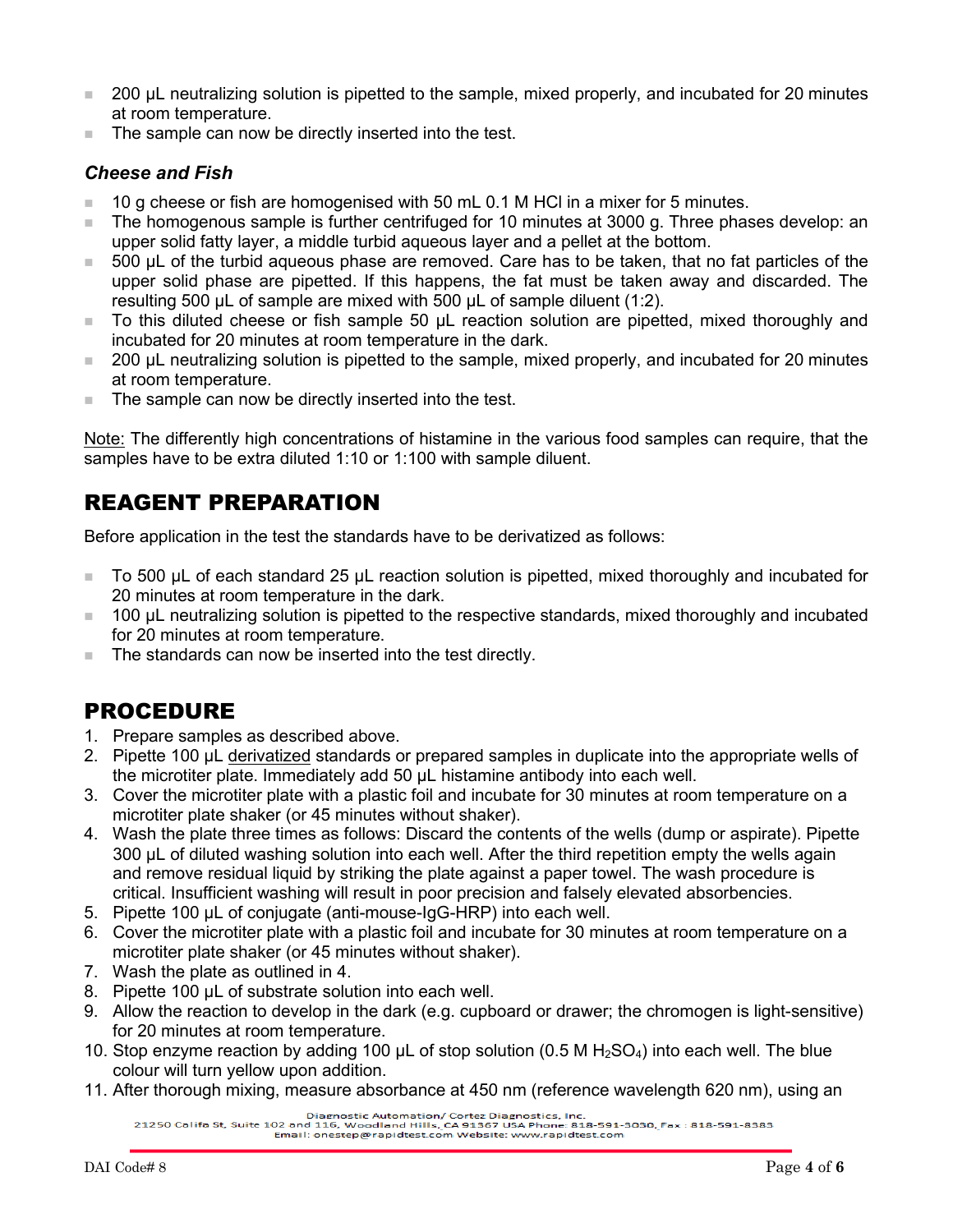- 200 µL neutralizing solution is pipetted to the sample, mixed properly, and incubated for 20 minutes at room temperature.
- The sample can now be directly inserted into the test.

### *Cheese and Fish*

- 10 g cheese or fish are homogenised with 50 mL 0.1 M HCl in a mixer for 5 minutes.
- The homogenous sample is further centrifuged for 10 minutes at 3000 g. Three phases develop: an upper solid fatty layer, a middle turbid aqueous layer and a pellet at the bottom.
- 500 µL of the turbid aqueous phase are removed. Care has to be taken, that no fat particles of the upper solid phase are pipetted. If this happens, the fat must be taken away and discarded. The resulting 500 µL of sample are mixed with 500 µL of sample diluent (1:2).
- To this diluted cheese or fish sample 50 µL reaction solution are pipetted, mixed thoroughly and incubated for 20 minutes at room temperature in the dark.
- 200 µL neutralizing solution is pipetted to the sample, mixed properly, and incubated for 20 minutes at room temperature.
- The sample can now be directly inserted into the test.

Note: The differently high concentrations of histamine in the various food samples can require, that the samples have to be extra diluted 1:10 or 1:100 with sample diluent.

## REAGENT PREPARATION

Before application in the test the standards have to be derivatized as follows:

- To 500 µL of each standard 25 µL reaction solution is pipetted, mixed thoroughly and incubated for 20 minutes at room temperature in the dark.
- 100 µL neutralizing solution is pipetted to the respective standards, mixed thoroughly and incubated for 20 minutes at room temperature.
- The standards can now be inserted into the test directly.

## PROCEDURE

1. Prepare samples as described above.
2. Pipette 100 µL derivatized standards or prepared samples in duplicate into the appropriate wells of the microtiter plate. Immediately add 50 µL histamine antibody into each well.
3. Cover the microtiter plate with a plastic foil and incubate for 30 minutes at room temperature on a microtiter plate shaker (or 45 minutes without shaker).
4. Wash the plate three times as follows: Discard the contents of the wells (dump or aspirate). Pipette 300 µL of diluted washing solution into each well. After the third repetition empty the wells again and remove residual liquid by striking the plate against a paper towel. The wash procedure is critical. Insufficient washing will result in poor precision and falsely elevated absorbencies.
5. Pipette 100 µL of conjugate (anti-mouse-IgG-HRP) into each well.
6. Cover the microtiter plate with a plastic foil and incubate for 30 minutes at room temperature on a microtiter plate shaker (or 45 minutes without shaker).
7. Wash the plate as outlined in 4.
8. Pipette 100 µL of substrate solution into each well.
9. Allow the reaction to develop in the dark (e.g. cupboard or drawer; the chromogen is light-sensitive) for 20 minutes at room temperature.
10. Stop enzyme reaction by adding 100 µL of stop solution (0.5 M $H_2SO_4$) into each well. The blue colour will turn yellow upon addition.
11. After thorough mixing, measure absorbance at 450 nm (reference wavelength 620 nm), using an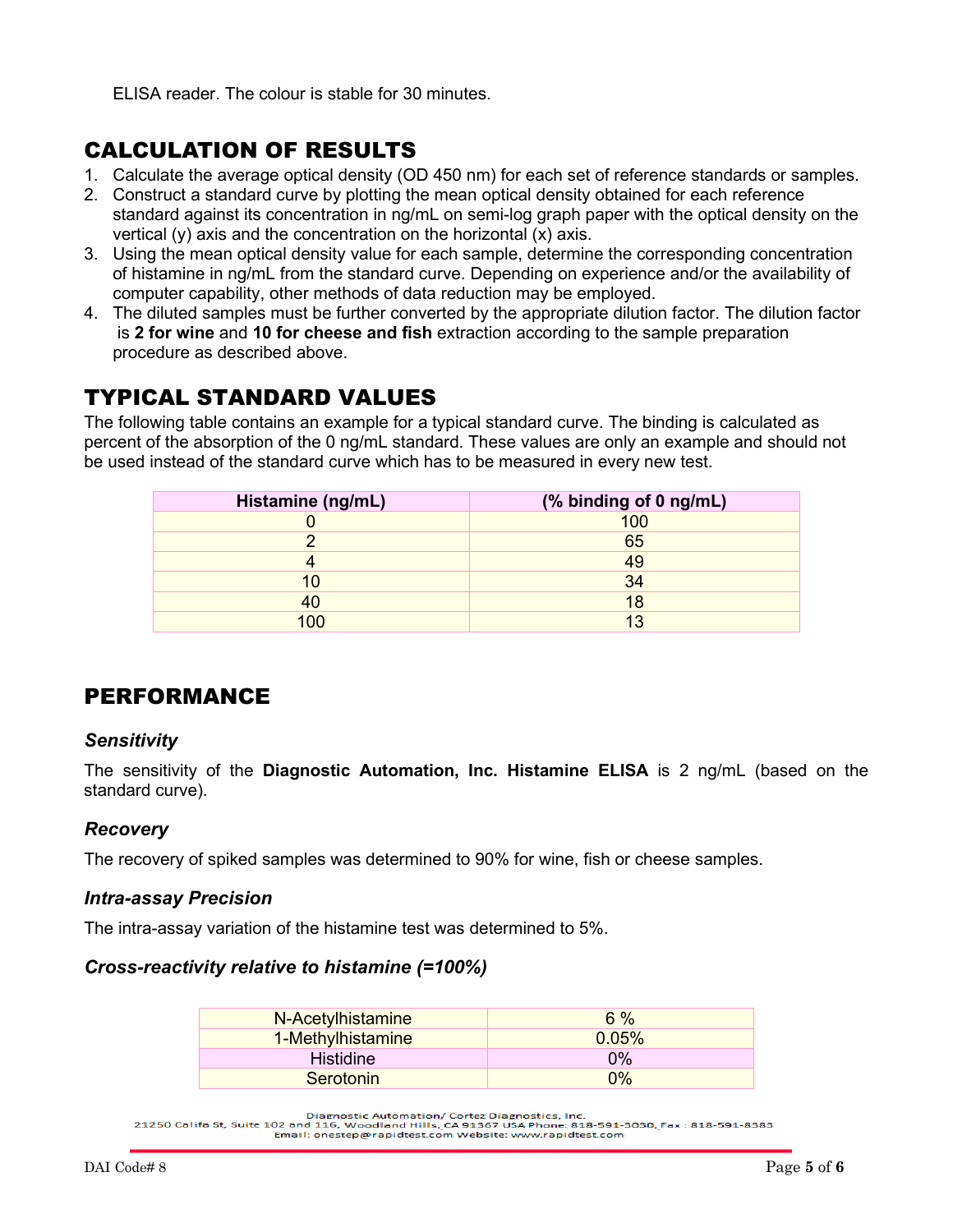ELISA reader. The colour is stable for 30 minutes.

## CALCULATION OF RESULTS

1. Calculate the average optical density (OD 450 nm) for each set of reference standards or samples.
2. Construct a standard curve by plotting the mean optical density obtained for each reference standard against its concentration in ng/mL on semi-log graph paper with the optical density on the vertical (y) axis and the concentration on the horizontal (x) axis.
3. Using the mean optical density value for each sample, determine the corresponding concentration of histamine in ng/mL from the standard curve. Depending on experience and/or the availability of computer capability, other methods of data reduction may be employed.
4. The diluted samples must be further converted by the appropriate dilution factor. The dilution factor is **2 for wine** and **10 for cheese and fish** extraction according to the sample preparation procedure as described above.

## TYPICAL STANDARD VALUES

The following table contains an example for a typical standard curve. The binding is calculated as percent of the absorption of the 0 ng/mL standard. These values are only an example and should not be used instead of the standard curve which has to be measured in every new test.

| Histamine (ng/mL) | (% binding of 0 ng/mL) |
|---|---|
| 0 | 100 |
| 2 | 65 |
| 4 | 49 |
| 10 | 34 |
| 40 | 18 |
| 100 | 13 |

## PERFORMANCE

### *Sensitivity*

The sensitivity of the **Diagnostic Automation, Inc. Histamine ELISA** is 2 ng/mL (based on the standard curve).

### *Recovery*

The recovery of spiked samples was determined to 90% for wine, fish or cheese samples.

### *Intra-assay Precision*

The intra-assay variation of the histamine test was determined to 5%.

### *Cross-reactivity relative to histamine (=100%)*

| | |
|---|---|
| N-Acetylhistamine | 6 % |
| 1-Methylhistamine | 0.05% |
| Histidine | 0% |
| Serotonin | 0% |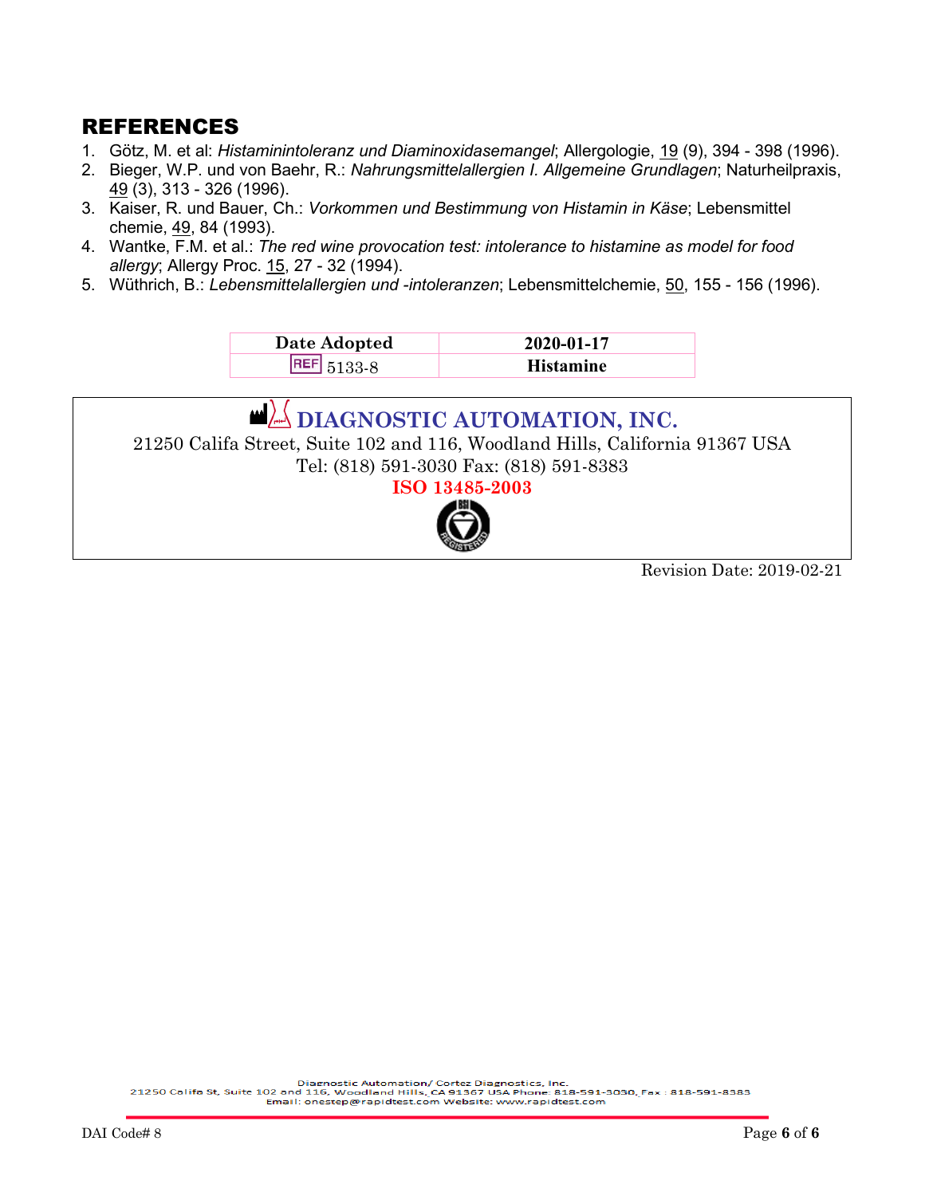## REFERENCES

1. Götz, M. et al: *Histaminintoleranz und Diaminoxidasemangel*; Allergologie, 19 (9), 394 - 398 (1996).
2. Bieger, W.P. und von Baehr, R.: *Nahrungsmittelallergien I. Allgemeine Grundlagen*; Naturheilpraxis, 49 (3), 313 - 326 (1996).
3. Kaiser, R. und Bauer, Ch.: *Vorkommen und Bestimmung von Histamin in Käse*; Lebensmittel chemie, 49, 84 (1993).
4. Wantke, F.M. et al.: *The red wine provocation test: intolerance to histamine as model for food allergy*; Allergy Proc. 15, 27 - 32 (1994).
5. Wüthrich, B.: *Lebensmittelallergien und -intoleranzen*; Lebensmittelchemie, 50, 155 - 156 (1996).

| Date Adopted | 2020-01-17 |
|---|---|
| REF 5133-8 | **Histamine** |

**DIAGNOSTIC AUTOMATION, INC.**
21250 Califa Street, Suite 102 and 116, Woodland Hills, California 91367 USA
Tel: (818) 591-3030 Fax: (818) 591-8383
**ISO 13485-2003**

Revision Date: 2019-02-21

Diagnostic Automation/ Cortez Diagnostics, Inc.
21250 Califa St, Suite 102 and 116, Woodland Hills, CA 91367 USA Phone: 818-591-3030, Fax : 818-591-8383
Email: onestep@rapidtest.com Website: www.rapidtest.com

DAI Code# 8